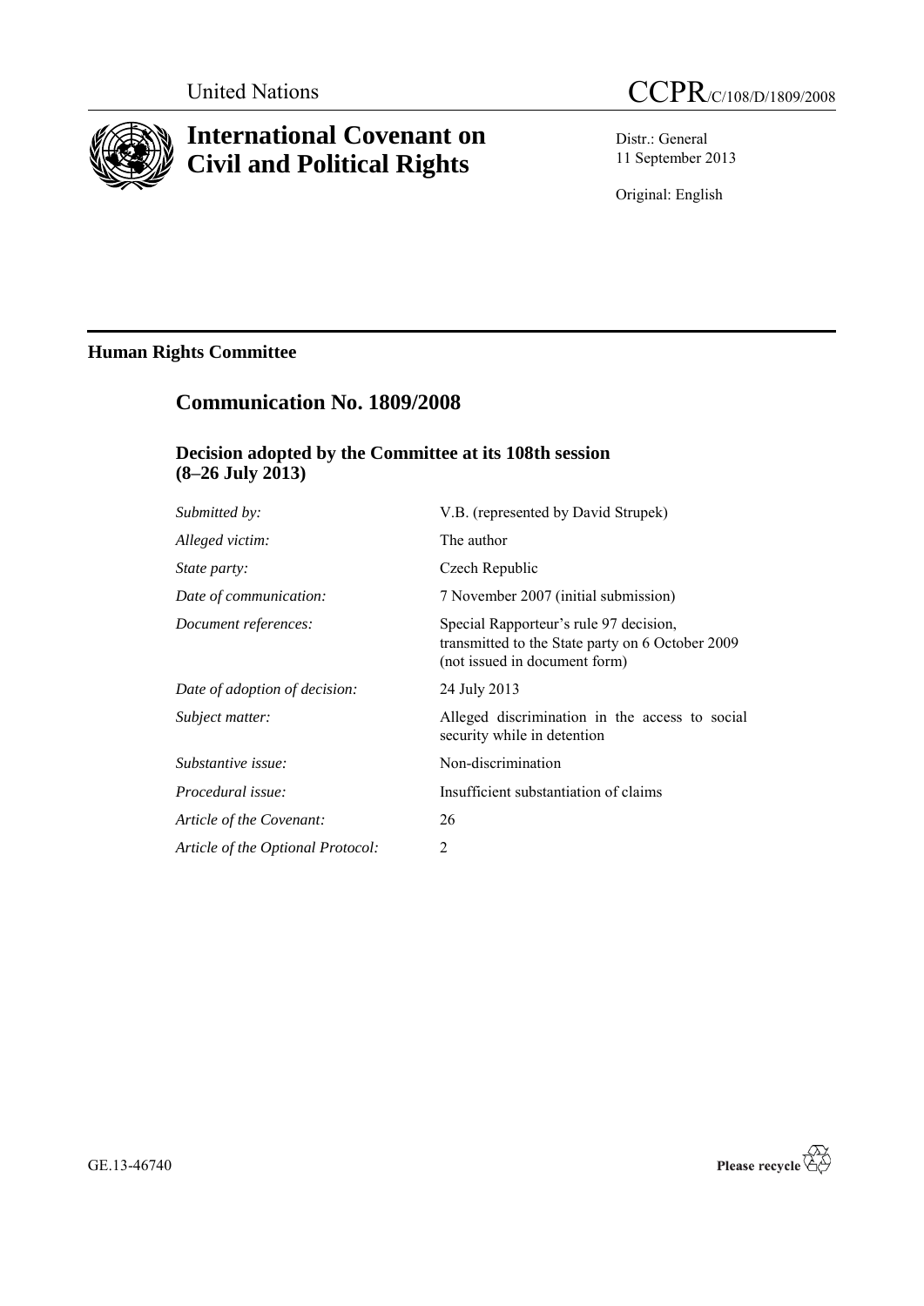United Nations

# CCPR/C/108/D/1809/2008

# International Covenant on Civil and Political Rights

Distr.: General
11 September 2013

Original: English

## Human Rights Committee

## Communication No. 1809/2008

### Decision adopted by the Committee at its 108th session (8–26 July 2013)

| | |
|---|---|
| *Submitted by:* | V.B. (represented by David Strupek) |
| *Alleged victim:* | The author |
| *State party:* | Czech Republic |
| *Date of communication:* | 7 November 2007 (initial submission) |
| *Document references:* | Special Rapporteur's rule 97 decision, transmitted to the State party on 6 October 2009 (not issued in document form) |
| *Date of adoption of decision:* | 24 July 2013 |
| *Subject matter:* | Alleged discrimination in the access to social security while in detention |
| *Substantive issue:* | Non-discrimination |
| *Procedural issue:* | Insufficient substantiation of claims |
| *Article of the Covenant:* | 26 |
| *Article of the Optional Protocol:* | 2 |

GE.13-46740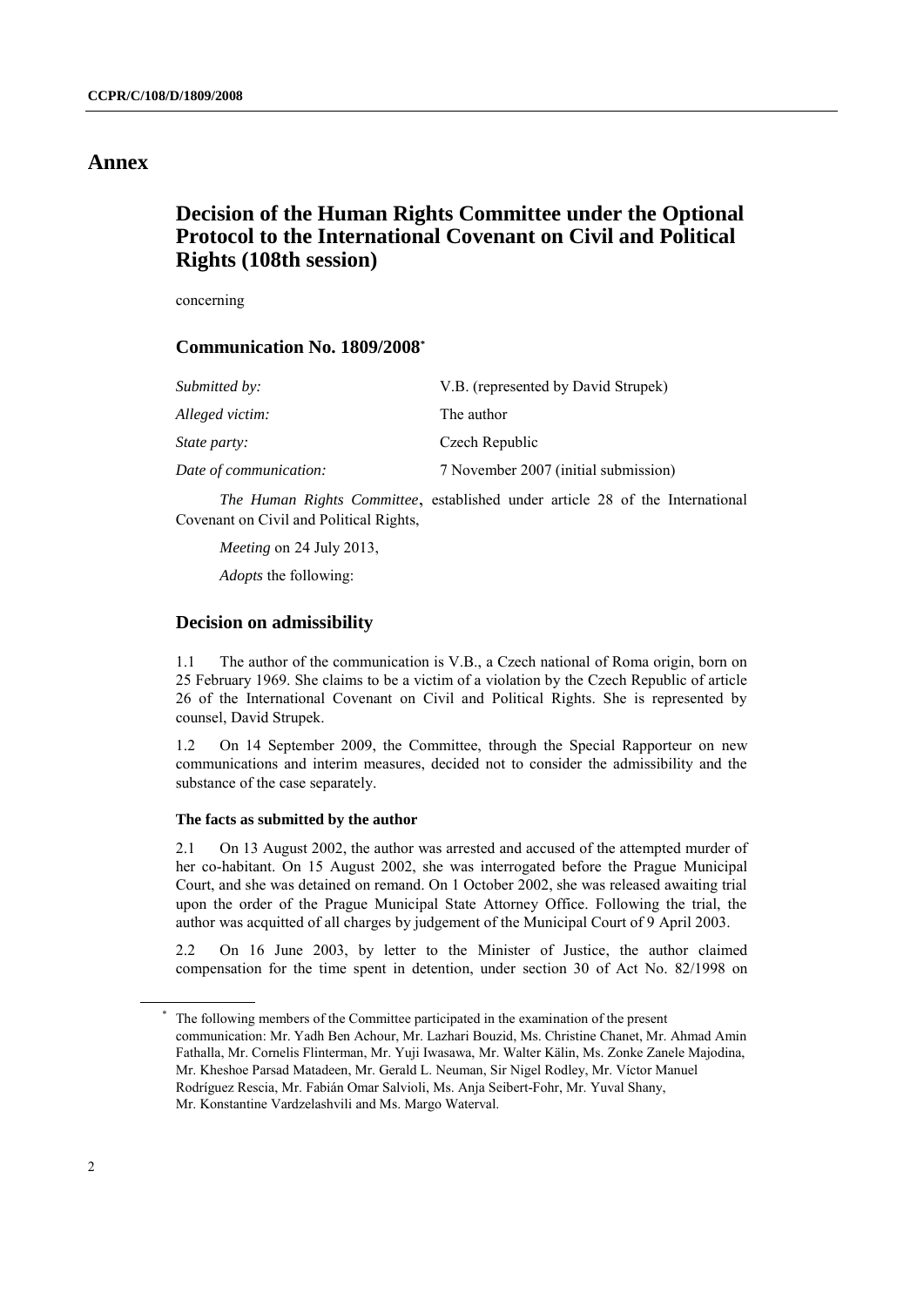# Annex

## Decision of the Human Rights Committee under the Optional Protocol to the International Covenant on Civil and Political Rights (108th session)

concerning

### Communication No. 1809/2008*

| | |
|---|---|
| *Submitted by:* | V.B. (represented by David Strupek) |
| *Alleged victim:* | The author |
| *State party:* | Czech Republic |
| *Date of communication:* | 7 November 2007 (initial submission) |

*The Human Rights Committee*, established under article 28 of the International Covenant on Civil and Political Rights,

*Meeting* on 24 July 2013,

*Adopts* the following:

### Decision on admissibility

1.1 The author of the communication is V.B., a Czech national of Roma origin, born on 25 February 1969. She claims to be a victim of a violation by the Czech Republic of article 26 of the International Covenant on Civil and Political Rights. She is represented by counsel, David Strupek.

1.2 On 14 September 2009, the Committee, through the Special Rapporteur on new communications and interim measures, decided not to consider the admissibility and the substance of the case separately.

#### The facts as submitted by the author

2.1 On 13 August 2002, the author was arrested and accused of the attempted murder of her co-habitant. On 15 August 2002, she was interrogated before the Prague Municipal Court, and she was detained on remand. On 1 October 2002, she was released awaiting trial upon the order of the Prague Municipal State Attorney Office. Following the trial, the author was acquitted of all charges by judgement of the Municipal Court of 9 April 2003.

2.2 On 16 June 2003, by letter to the Minister of Justice, the author claimed compensation for the time spent in detention, under section 30 of Act No. 82/1998 on

---

* The following members of the Committee participated in the examination of the present communication: Mr. Yadh Ben Achour, Mr. Lazhari Bouzid, Ms. Christine Chanet, Mr. Ahmad Amin Fathalla, Mr. Cornelis Flinterman, Mr. Yuji Iwasawa, Mr. Walter Kälin, Ms. Zonke Zanele Majodina, Mr. Kheshoe Parsad Matadeen, Mr. Gerald L. Neuman, Sir Nigel Rodley, Mr. Víctor Manuel Rodríguez Rescia, Mr. Fabián Omar Salvioli, Ms. Anja Seibert-Fohr, Mr. Yuval Shany, Mr. Konstantine Vardzelashvili and Ms. Margo Waterval.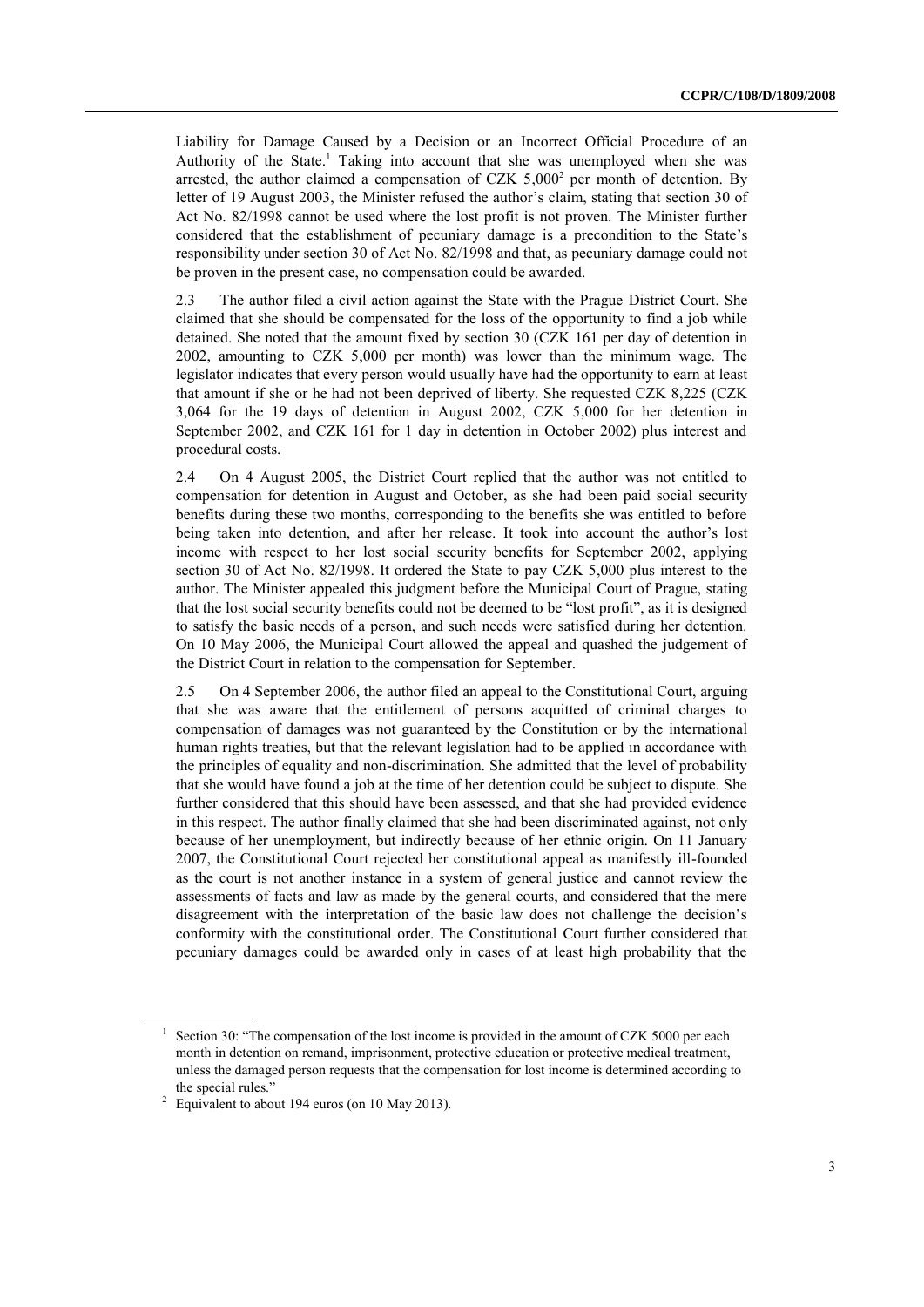Liability for Damage Caused by a Decision or an Incorrect Official Procedure of an Authority of the State.[1] Taking into account that she was unemployed when she was arrested, the author claimed a compensation of CZK 5,000[2] per month of detention. By letter of 19 August 2003, the Minister refused the author's claim, stating that section 30 of Act No. 82/1998 cannot be used where the lost profit is not proven. The Minister further considered that the establishment of pecuniary damage is a precondition to the State's responsibility under section 30 of Act No. 82/1998 and that, as pecuniary damage could not be proven in the present case, no compensation could be awarded.

2.3 The author filed a civil action against the State with the Prague District Court. She claimed that she should be compensated for the loss of the opportunity to find a job while detained. She noted that the amount fixed by section 30 (CZK 161 per day of detention in 2002, amounting to CZK 5,000 per month) was lower than the minimum wage. The legislator indicates that every person would usually have had the opportunity to earn at least that amount if she or he had not been deprived of liberty. She requested CZK 8,225 (CZK 3,064 for the 19 days of detention in August 2002, CZK 5,000 for her detention in September 2002, and CZK 161 for 1 day in detention in October 2002) plus interest and procedural costs.

2.4 On 4 August 2005, the District Court replied that the author was not entitled to compensation for detention in August and October, as she had been paid social security benefits during these two months, corresponding to the benefits she was entitled to before being taken into detention, and after her release. It took into account the author's lost income with respect to her lost social security benefits for September 2002, applying section 30 of Act No. 82/1998. It ordered the State to pay CZK 5,000 plus interest to the author. The Minister appealed this judgment before the Municipal Court of Prague, stating that the lost social security benefits could not be deemed to be "lost profit", as it is designed to satisfy the basic needs of a person, and such needs were satisfied during her detention. On 10 May 2006, the Municipal Court allowed the appeal and quashed the judgement of the District Court in relation to the compensation for September.

2.5 On 4 September 2006, the author filed an appeal to the Constitutional Court, arguing that she was aware that the entitlement of persons acquitted of criminal charges to compensation of damages was not guaranteed by the Constitution or by the international human rights treaties, but that the relevant legislation had to be applied in accordance with the principles of equality and non-discrimination. She admitted that the level of probability that she would have found a job at the time of her detention could be subject to dispute. She further considered that this should have been assessed, and that she had provided evidence in this respect. The author finally claimed that she had been discriminated against, not only because of her unemployment, but indirectly because of her ethnic origin. On 11 January 2007, the Constitutional Court rejected her constitutional appeal as manifestly ill-founded as the court is not another instance in a system of general justice and cannot review the assessments of facts and law as made by the general courts, and considered that the mere disagreement with the interpretation of the basic law does not challenge the decision's conformity with the constitutional order. The Constitutional Court further considered that pecuniary damages could be awarded only in cases of at least high probability that the

---

[1] Section 30: "The compensation of the lost income is provided in the amount of CZK 5000 per each month in detention on remand, imprisonment, protective education or protective medical treatment, unless the damaged person requests that the compensation for lost income is determined according to the special rules."

[2] Equivalent to about 194 euros (on 10 May 2013).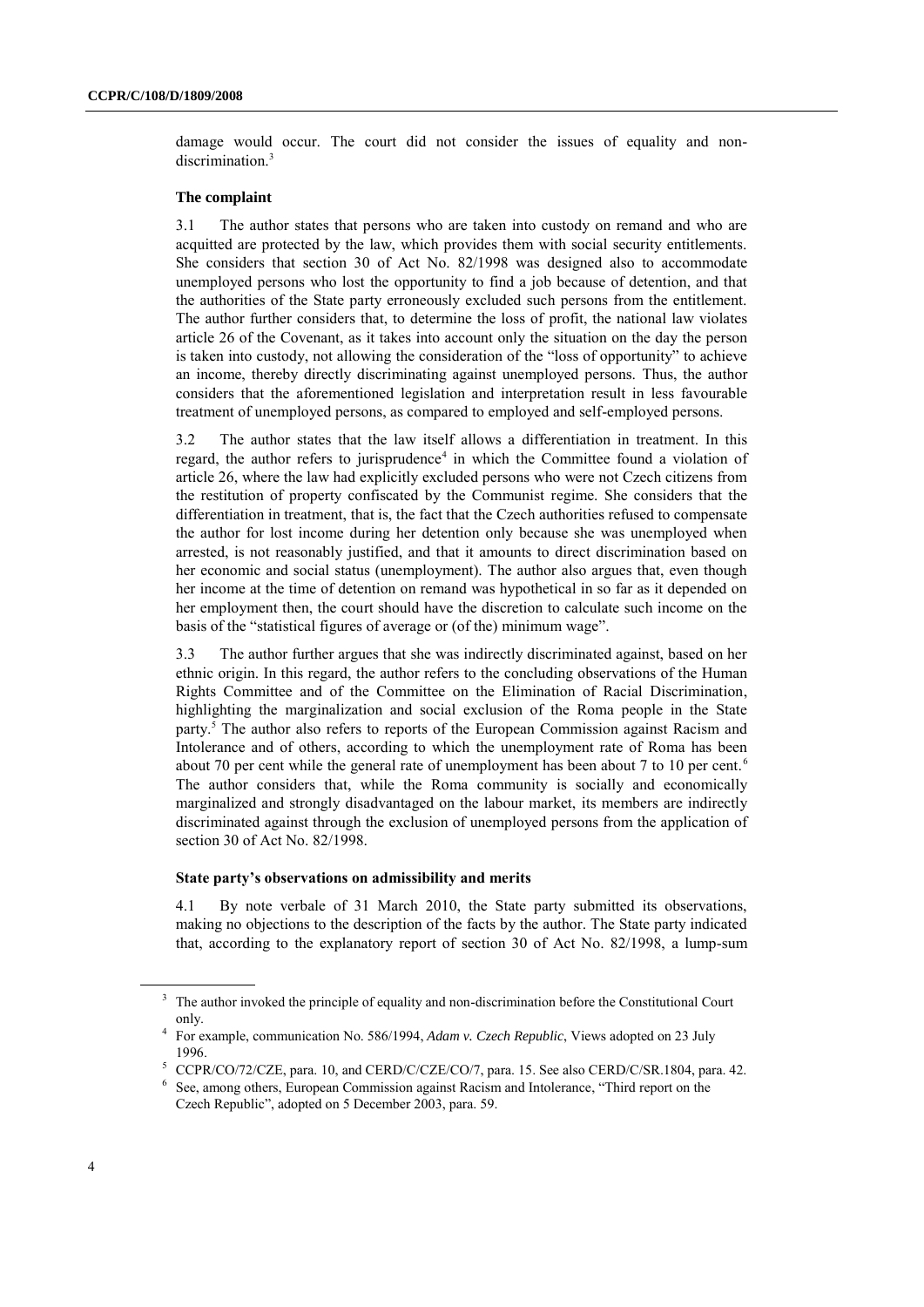damage would occur. The court did not consider the issues of equality and non-discrimination.[3]

### The complaint

3.1 The author states that persons who are taken into custody on remand and who are acquitted are protected by the law, which provides them with social security entitlements. She considers that section 30 of Act No. 82/1998 was designed also to accommodate unemployed persons who lost the opportunity to find a job because of detention, and that the authorities of the State party erroneously excluded such persons from the entitlement. The author further considers that, to determine the loss of profit, the national law violates article 26 of the Covenant, as it takes into account only the situation on the day the person is taken into custody, not allowing the consideration of the "loss of opportunity" to achieve an income, thereby directly discriminating against unemployed persons. Thus, the author considers that the aforementioned legislation and interpretation result in less favourable treatment of unemployed persons, as compared to employed and self-employed persons.

3.2 The author states that the law itself allows a differentiation in treatment. In this regard, the author refers to jurisprudence[4] in which the Committee found a violation of article 26, where the law had explicitly excluded persons who were not Czech citizens from the restitution of property confiscated by the Communist regime. She considers that the differentiation in treatment, that is, the fact that the Czech authorities refused to compensate the author for lost income during her detention only because she was unemployed when arrested, is not reasonably justified, and that it amounts to direct discrimination based on her economic and social status (unemployment). The author also argues that, even though her income at the time of detention on remand was hypothetical in so far as it depended on her employment then, the court should have the discretion to calculate such income on the basis of the "statistical figures of average or (of the) minimum wage".

3.3 The author further argues that she was indirectly discriminated against, based on her ethnic origin. In this regard, the author refers to the concluding observations of the Human Rights Committee and of the Committee on the Elimination of Racial Discrimination, highlighting the marginalization and social exclusion of the Roma people in the State party.[5] The author also refers to reports of the European Commission against Racism and Intolerance and of others, according to which the unemployment rate of Roma has been about 70 per cent while the general rate of unemployment has been about 7 to 10 per cent.[6] The author considers that, while the Roma community is socially and economically marginalized and strongly disadvantaged on the labour market, its members are indirectly discriminated against through the exclusion of unemployed persons from the application of section 30 of Act No. 82/1998.

### State party's observations on admissibility and merits

4.1 By note verbale of 31 March 2010, the State party submitted its observations, making no objections to the description of the facts by the author. The State party indicated that, according to the explanatory report of section 30 of Act No. 82/1998, a lump-sum

---

[3] The author invoked the principle of equality and non-discrimination before the Constitutional Court only.

[4] For example, communication No. 586/1994, *Adam v. Czech Republic*, Views adopted on 23 July 1996.

[5] CCPR/CO/72/CZE, para. 10, and CERD/C/CZE/CO/7, para. 15. See also CERD/C/SR.1804, para. 42.

[6] See, among others, European Commission against Racism and Intolerance, "Third report on the Czech Republic", adopted on 5 December 2003, para. 59.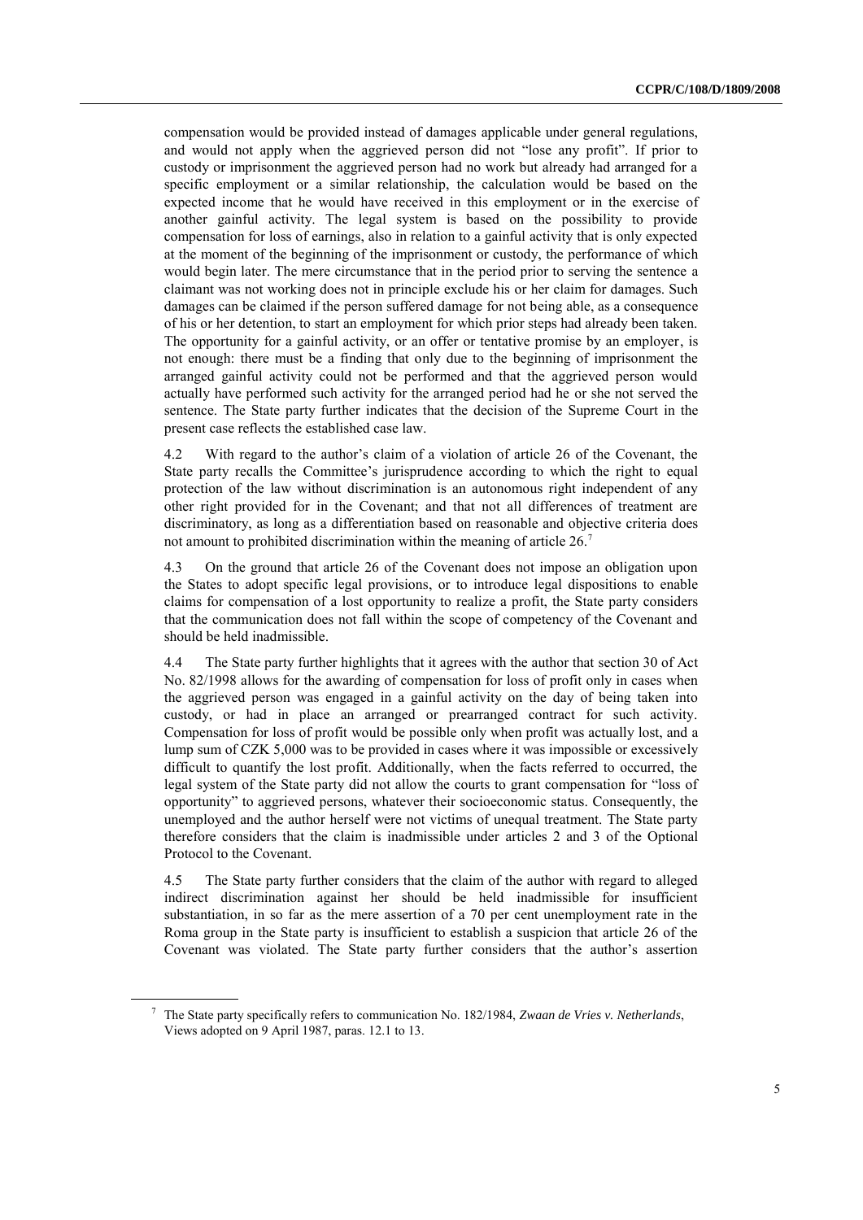compensation would be provided instead of damages applicable under general regulations, and would not apply when the aggrieved person did not "lose any profit". If prior to custody or imprisonment the aggrieved person had no work but already had arranged for a specific employment or a similar relationship, the calculation would be based on the expected income that he would have received in this employment or in the exercise of another gainful activity. The legal system is based on the possibility to provide compensation for loss of earnings, also in relation to a gainful activity that is only expected at the moment of the beginning of the imprisonment or custody, the performance of which would begin later. The mere circumstance that in the period prior to serving the sentence a claimant was not working does not in principle exclude his or her claim for damages. Such damages can be claimed if the person suffered damage for not being able, as a consequence of his or her detention, to start an employment for which prior steps had already been taken. The opportunity for a gainful activity, or an offer or tentative promise by an employer, is not enough: there must be a finding that only due to the beginning of imprisonment the arranged gainful activity could not be performed and that the aggrieved person would actually have performed such activity for the arranged period had he or she not served the sentence. The State party further indicates that the decision of the Supreme Court in the present case reflects the established case law.

4.2 With regard to the author's claim of a violation of article 26 of the Covenant, the State party recalls the Committee's jurisprudence according to which the right to equal protection of the law without discrimination is an autonomous right independent of any other right provided for in the Covenant; and that not all differences of treatment are discriminatory, as long as a differentiation based on reasonable and objective criteria does not amount to prohibited discrimination within the meaning of article 26.[7]

4.3 On the ground that article 26 of the Covenant does not impose an obligation upon the States to adopt specific legal provisions, or to introduce legal dispositions to enable claims for compensation of a lost opportunity to realize a profit, the State party considers that the communication does not fall within the scope of competency of the Covenant and should be held inadmissible.

4.4 The State party further highlights that it agrees with the author that section 30 of Act No. 82/1998 allows for the awarding of compensation for loss of profit only in cases when the aggrieved person was engaged in a gainful activity on the day of being taken into custody, or had in place an arranged or prearranged contract for such activity. Compensation for loss of profit would be possible only when profit was actually lost, and a lump sum of CZK 5,000 was to be provided in cases where it was impossible or excessively difficult to quantify the lost profit. Additionally, when the facts referred to occurred, the legal system of the State party did not allow the courts to grant compensation for "loss of opportunity" to aggrieved persons, whatever their socioeconomic status. Consequently, the unemployed and the author herself were not victims of unequal treatment. The State party therefore considers that the claim is inadmissible under articles 2 and 3 of the Optional Protocol to the Covenant.

4.5 The State party further considers that the claim of the author with regard to alleged indirect discrimination against her should be held inadmissible for insufficient substantiation, in so far as the mere assertion of a 70 per cent unemployment rate in the Roma group in the State party is insufficient to establish a suspicion that article 26 of the Covenant was violated. The State party further considers that the author's assertion

[7] The State party specifically refers to communication No. 182/1984, *Zwaan de Vries v. Netherlands*, Views adopted on 9 April 1987, paras. 12.1 to 13.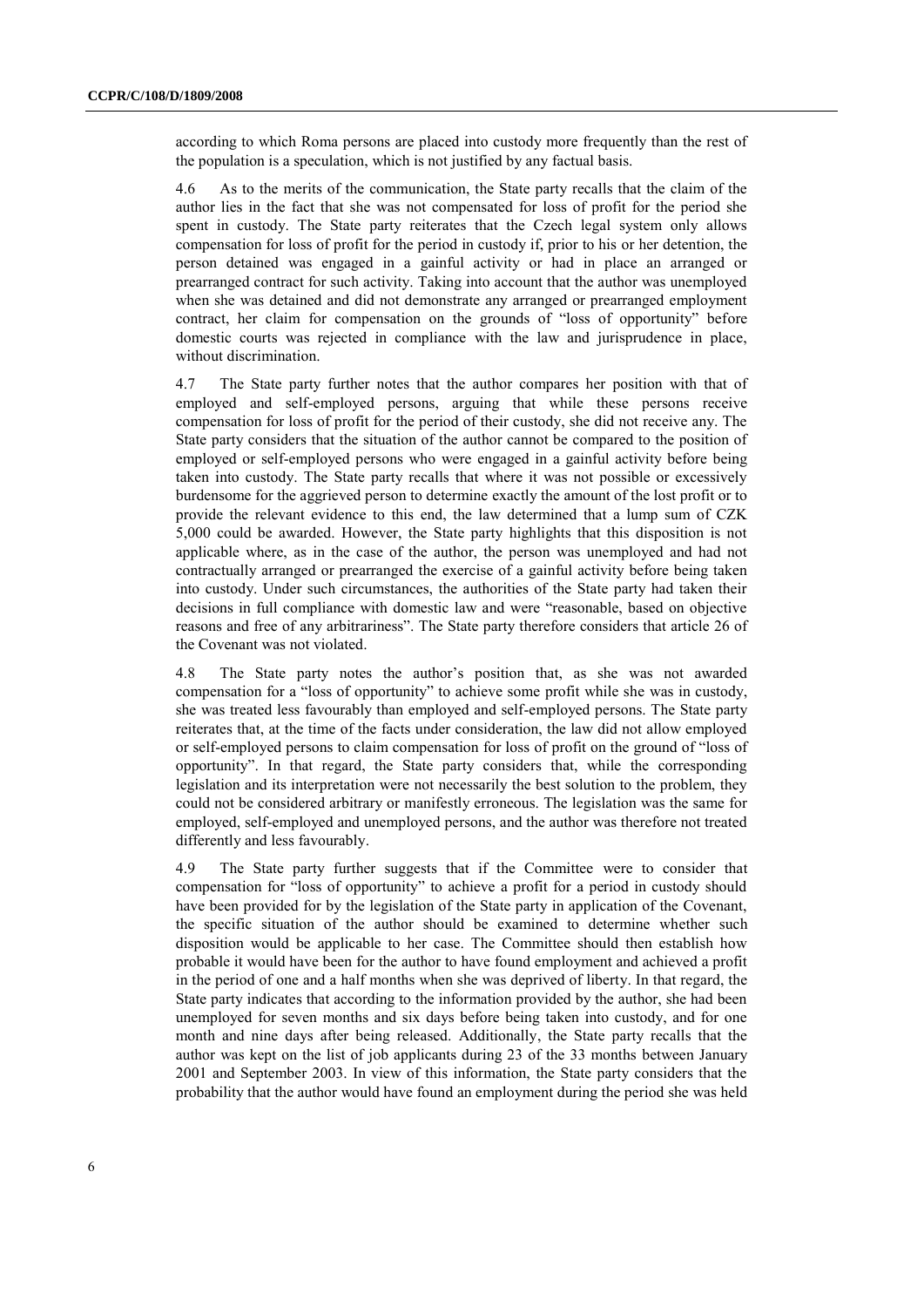according to which Roma persons are placed into custody more frequently than the rest of the population is a speculation, which is not justified by any factual basis.

4.6 As to the merits of the communication, the State party recalls that the claim of the author lies in the fact that she was not compensated for loss of profit for the period she spent in custody. The State party reiterates that the Czech legal system only allows compensation for loss of profit for the period in custody if, prior to his or her detention, the person detained was engaged in a gainful activity or had in place an arranged or prearranged contract for such activity. Taking into account that the author was unemployed when she was detained and did not demonstrate any arranged or prearranged employment contract, her claim for compensation on the grounds of "loss of opportunity" before domestic courts was rejected in compliance with the law and jurisprudence in place, without discrimination.

4.7 The State party further notes that the author compares her position with that of employed and self-employed persons, arguing that while these persons receive compensation for loss of profit for the period of their custody, she did not receive any. The State party considers that the situation of the author cannot be compared to the position of employed or self-employed persons who were engaged in a gainful activity before being taken into custody. The State party recalls that where it was not possible or excessively burdensome for the aggrieved person to determine exactly the amount of the lost profit or to provide the relevant evidence to this end, the law determined that a lump sum of CZK 5,000 could be awarded. However, the State party highlights that this disposition is not applicable where, as in the case of the author, the person was unemployed and had not contractually arranged or prearranged the exercise of a gainful activity before being taken into custody. Under such circumstances, the authorities of the State party had taken their decisions in full compliance with domestic law and were "reasonable, based on objective reasons and free of any arbitrariness". The State party therefore considers that article 26 of the Covenant was not violated.

4.8 The State party notes the author's position that, as she was not awarded compensation for a "loss of opportunity" to achieve some profit while she was in custody, she was treated less favourably than employed and self-employed persons. The State party reiterates that, at the time of the facts under consideration, the law did not allow employed or self-employed persons to claim compensation for loss of profit on the ground of "loss of opportunity". In that regard, the State party considers that, while the corresponding legislation and its interpretation were not necessarily the best solution to the problem, they could not be considered arbitrary or manifestly erroneous. The legislation was the same for employed, self-employed and unemployed persons, and the author was therefore not treated differently and less favourably.

4.9 The State party further suggests that if the Committee were to consider that compensation for "loss of opportunity" to achieve a profit for a period in custody should have been provided for by the legislation of the State party in application of the Covenant, the specific situation of the author should be examined to determine whether such disposition would be applicable to her case. The Committee should then establish how probable it would have been for the author to have found employment and achieved a profit in the period of one and a half months when she was deprived of liberty. In that regard, the State party indicates that according to the information provided by the author, she had been unemployed for seven months and six days before being taken into custody, and for one month and nine days after being released. Additionally, the State party recalls that the author was kept on the list of job applicants during 23 of the 33 months between January 2001 and September 2003. In view of this information, the State party considers that the probability that the author would have found an employment during the period she was held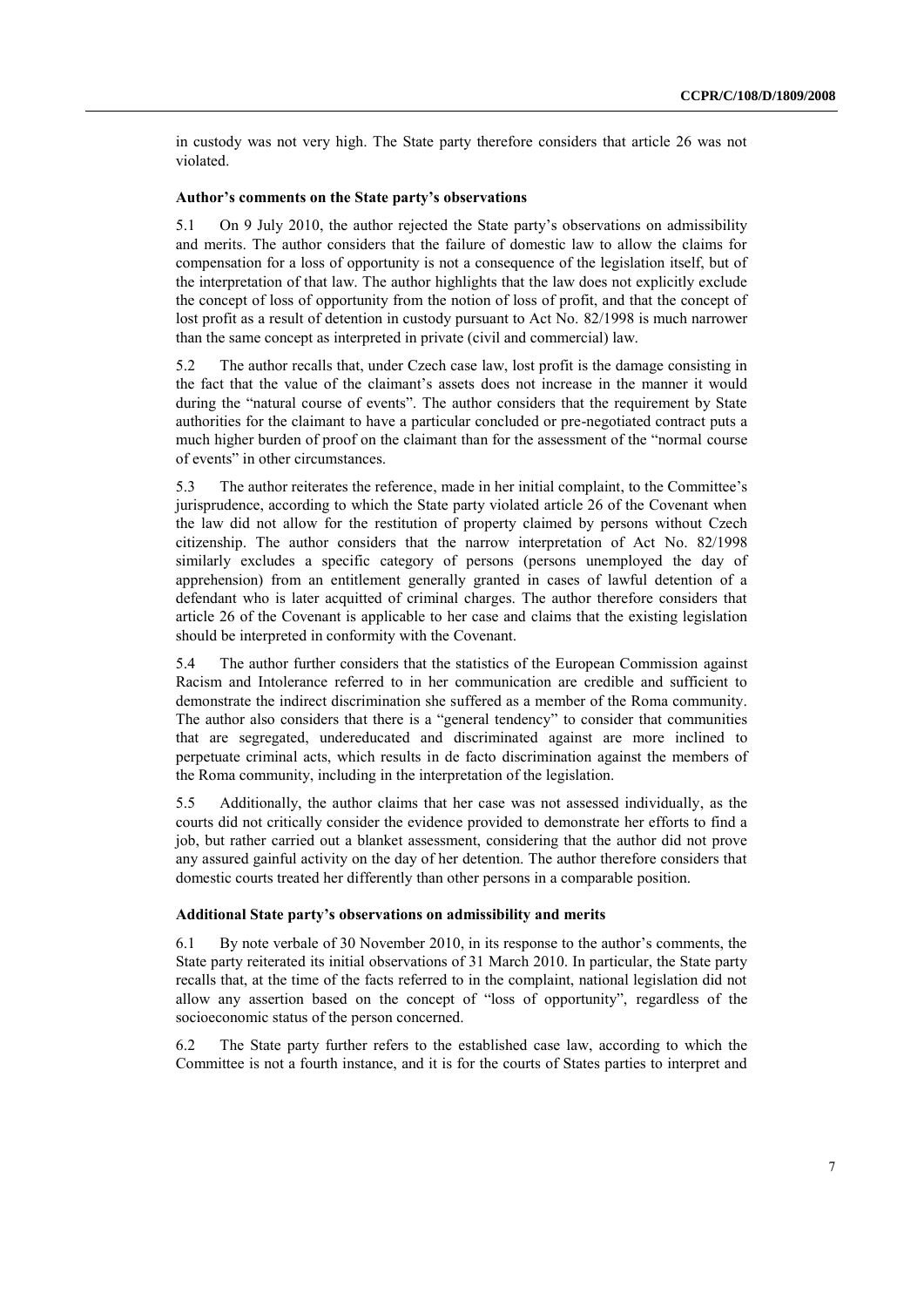in custody was not very high. The State party therefore considers that article 26 was not violated.

### Author's comments on the State party's observations

5.1 On 9 July 2010, the author rejected the State party's observations on admissibility and merits. The author considers that the failure of domestic law to allow the claims for compensation for a loss of opportunity is not a consequence of the legislation itself, but of the interpretation of that law. The author highlights that the law does not explicitly exclude the concept of loss of opportunity from the notion of loss of profit, and that the concept of lost profit as a result of detention in custody pursuant to Act No. 82/1998 is much narrower than the same concept as interpreted in private (civil and commercial) law.

5.2 The author recalls that, under Czech case law, lost profit is the damage consisting in the fact that the value of the claimant's assets does not increase in the manner it would during the "natural course of events". The author considers that the requirement by State authorities for the claimant to have a particular concluded or pre-negotiated contract puts a much higher burden of proof on the claimant than for the assessment of the "normal course of events" in other circumstances.

5.3 The author reiterates the reference, made in her initial complaint, to the Committee's jurisprudence, according to which the State party violated article 26 of the Covenant when the law did not allow for the restitution of property claimed by persons without Czech citizenship. The author considers that the narrow interpretation of Act No. 82/1998 similarly excludes a specific category of persons (persons unemployed the day of apprehension) from an entitlement generally granted in cases of lawful detention of a defendant who is later acquitted of criminal charges. The author therefore considers that article 26 of the Covenant is applicable to her case and claims that the existing legislation should be interpreted in conformity with the Covenant.

5.4 The author further considers that the statistics of the European Commission against Racism and Intolerance referred to in her communication are credible and sufficient to demonstrate the indirect discrimination she suffered as a member of the Roma community. The author also considers that there is a "general tendency" to consider that communities that are segregated, undereducated and discriminated against are more inclined to perpetuate criminal acts, which results in de facto discrimination against the members of the Roma community, including in the interpretation of the legislation.

5.5 Additionally, the author claims that her case was not assessed individually, as the courts did not critically consider the evidence provided to demonstrate her efforts to find a job, but rather carried out a blanket assessment, considering that the author did not prove any assured gainful activity on the day of her detention. The author therefore considers that domestic courts treated her differently than other persons in a comparable position.

### Additional State party's observations on admissibility and merits

6.1 By note verbale of 30 November 2010, in its response to the author's comments, the State party reiterated its initial observations of 31 March 2010. In particular, the State party recalls that, at the time of the facts referred to in the complaint, national legislation did not allow any assertion based on the concept of "loss of opportunity", regardless of the socioeconomic status of the person concerned.

6.2 The State party further refers to the established case law, according to which the Committee is not a fourth instance, and it is for the courts of States parties to interpret and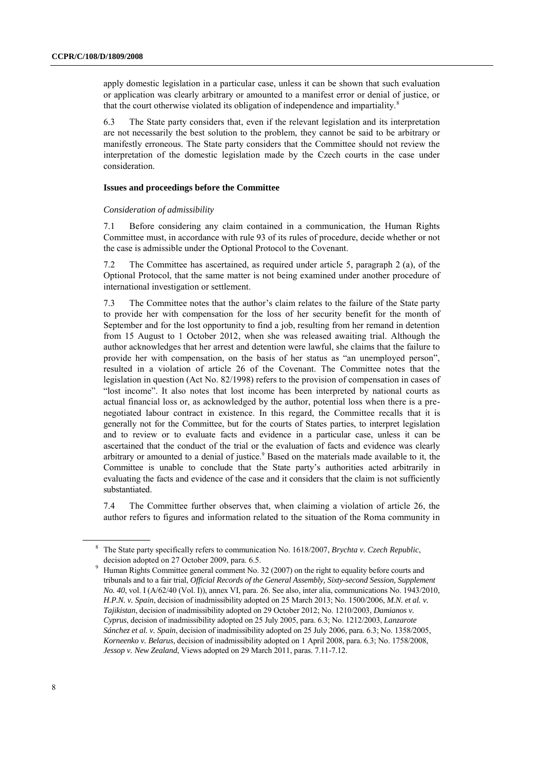apply domestic legislation in a particular case, unless it can be shown that such evaluation or application was clearly arbitrary or amounted to a manifest error or denial of justice, or that the court otherwise violated its obligation of independence and impartiality.[8]

6.3 The State party considers that, even if the relevant legislation and its interpretation are not necessarily the best solution to the problem, they cannot be said to be arbitrary or manifestly erroneous. The State party considers that the Committee should not review the interpretation of the domestic legislation made by the Czech courts in the case under consideration.

### Issues and proceedings before the Committee

*Consideration of admissibility*

7.1 Before considering any claim contained in a communication, the Human Rights Committee must, in accordance with rule 93 of its rules of procedure, decide whether or not the case is admissible under the Optional Protocol to the Covenant.

7.2 The Committee has ascertained, as required under article 5, paragraph 2 (a), of the Optional Protocol, that the same matter is not being examined under another procedure of international investigation or settlement.

7.3 The Committee notes that the author's claim relates to the failure of the State party to provide her with compensation for the loss of her security benefit for the month of September and for the lost opportunity to find a job, resulting from her remand in detention from 15 August to 1 October 2012, when she was released awaiting trial. Although the author acknowledges that her arrest and detention were lawful, she claims that the failure to provide her with compensation, on the basis of her status as "an unemployed person", resulted in a violation of article 26 of the Covenant. The Committee notes that the legislation in question (Act No. 82/1998) refers to the provision of compensation in cases of "lost income". It also notes that lost income has been interpreted by national courts as actual financial loss or, as acknowledged by the author, potential loss when there is a pre-negotiated labour contract in existence. In this regard, the Committee recalls that it is generally not for the Committee, but for the courts of States parties, to interpret legislation and to review or to evaluate facts and evidence in a particular case, unless it can be ascertained that the conduct of the trial or the evaluation of facts and evidence was clearly arbitrary or amounted to a denial of justice.[9] Based on the materials made available to it, the Committee is unable to conclude that the State party's authorities acted arbitrarily in evaluating the facts and evidence of the case and it considers that the claim is not sufficiently substantiated.

7.4 The Committee further observes that, when claiming a violation of article 26, the author refers to figures and information related to the situation of the Roma community in

---

[8] The State party specifically refers to communication No. 1618/2007, *Brychta v. Czech Republic*, decision adopted on 27 October 2009, para. 6.5.

[9] Human Rights Committee general comment No. 32 (2007) on the right to equality before courts and tribunals and to a fair trial, *Official Records of the General Assembly, Sixty-second Session, Supplement No. 40*, vol. I (A/62/40 (Vol. I)), annex VI, para. 26. See also, inter alia, communications No. 1943/2010, *H.P.N. v. Spain*, decision of inadmissibility adopted on 25 March 2013; No. 1500/2006, *M.N. et al. v. Tajikistan*, decision of inadmissibility adopted on 29 October 2012; No. 1210/2003, *Damianos v. Cyprus*, decision of inadmissibility adopted on 25 July 2005, para. 6.3; No. 1212/2003, *Lanzarote Sánchez et al. v. Spain*, decision of inadmissibility adopted on 25 July 2006, para. 6.3; No. 1358/2005, *Korneenko v. Belarus*, decision of inadmissibility adopted on 1 April 2008, para. 6.3; No. 1758/2008, *Jessop v. New Zealand*, Views adopted on 29 March 2011, paras. 7.11-7.12.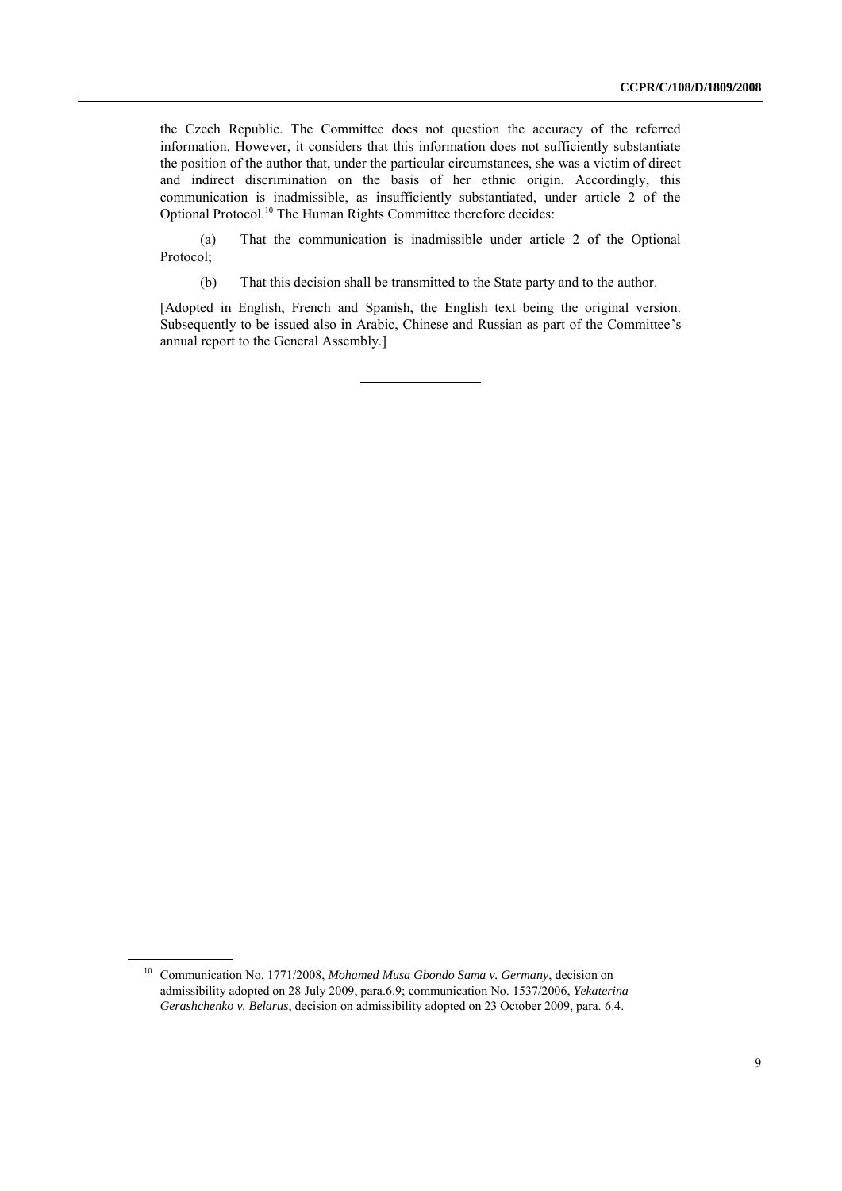the Czech Republic. The Committee does not question the accuracy of the referred information. However, it considers that this information does not sufficiently substantiate the position of the author that, under the particular circumstances, she was a victim of direct and indirect discrimination on the basis of her ethnic origin. Accordingly, this communication is inadmissible, as insufficiently substantiated, under article 2 of the Optional Protocol.[10] The Human Rights Committee therefore decides:

(a) That the communication is inadmissible under article 2 of the Optional Protocol;

(b) That this decision shall be transmitted to the State party and to the author.

[Adopted in English, French and Spanish, the English text being the original version. Subsequently to be issued also in Arabic, Chinese and Russian as part of the Committee's annual report to the General Assembly.]

---

[10] Communication No. 1771/2008, *Mohamed Musa Gbondo Sama v. Germany*, decision on admissibility adopted on 28 July 2009, para.6.9; communication No. 1537/2006, *Yekaterina Gerashchenko v. Belarus*, decision on admissibility adopted on 23 October 2009, para. 6.4.